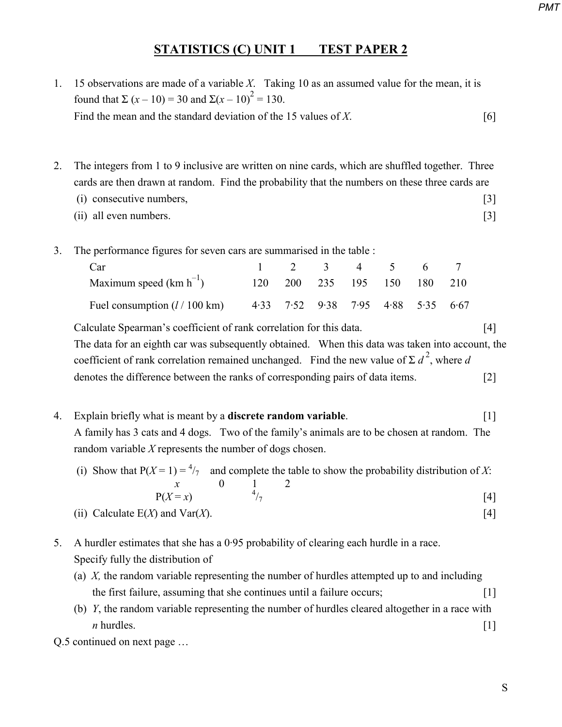## STATISTICS (C) UNIT 1 TEST PAPER 2

1. 15 observations are made of a variable $X$. Taking 10 as an assumed value for the mean, it is found that $\Sigma(x - 10) = 30$ and $\Sigma(x - 10)^2 = 130$.
   Find the mean and the standard deviation of the 15 values of $X$. [6]

2. The integers from 1 to 9 inclusive are written on nine cards, which are shuffled together. Three cards are then drawn at random. Find the probability that the numbers on these three cards are
   (i) consecutive numbers, [3]
   (ii) all even numbers. [3]

3. The performance figures for seven cars are summarised in the table :

| Car | 1 | 2 | 3 | 4 | 5 | 6 | 7 |
|---|---|---|---|---|---|---|---|
| Maximum speed (km $h^{-1}$) | 120 | 200 | 235 | 195 | 150 | 180 | 210 |
| Fuel consumption ($l$ / 100 km) | 4·33 | 7·52 | 9·38 | 7·95 | 4·88 | 5·35 | 6·67 |

   Calculate Spearman's coefficient of rank correlation for this data. [4]
   The data for an eighth car was subsequently obtained. When this data was taken into account, the coefficient of rank correlation remained unchanged. Find the new value of $\Sigma d^2$, where $d$ denotes the difference between the ranks of corresponding pairs of data items. [2]

4. Explain briefly what is meant by a **discrete random variable**. [1]
   A family has 3 cats and 4 dogs. Two of the family's animals are to be chosen at random. The random variable $X$ represents the number of dogs chosen.
   (i) Show that $P(X = 1) = {}^4/_7$ and complete the table to show the probability distribution of $X$:

| $x$ | 0 | 1 | 2 |
|---|---|---|---|
| $P(X = x)$ | | ${}^4/_7$ | |

   [4]
   (ii) Calculate $E(X)$ and $Var(X)$. [4]

5. A hurdler estimates that she has a 0·95 probability of clearing each hurdle in a race.
   Specify fully the distribution of
   (a) $X$, the random variable representing the number of hurdles attempted up to and including the first failure, assuming that she continues until a failure occurs; [1]
   (b) $Y$, the random variable representing the number of hurdles cleared altogether in a race with $n$ hurdles. [1]

Q.5 continued on next page …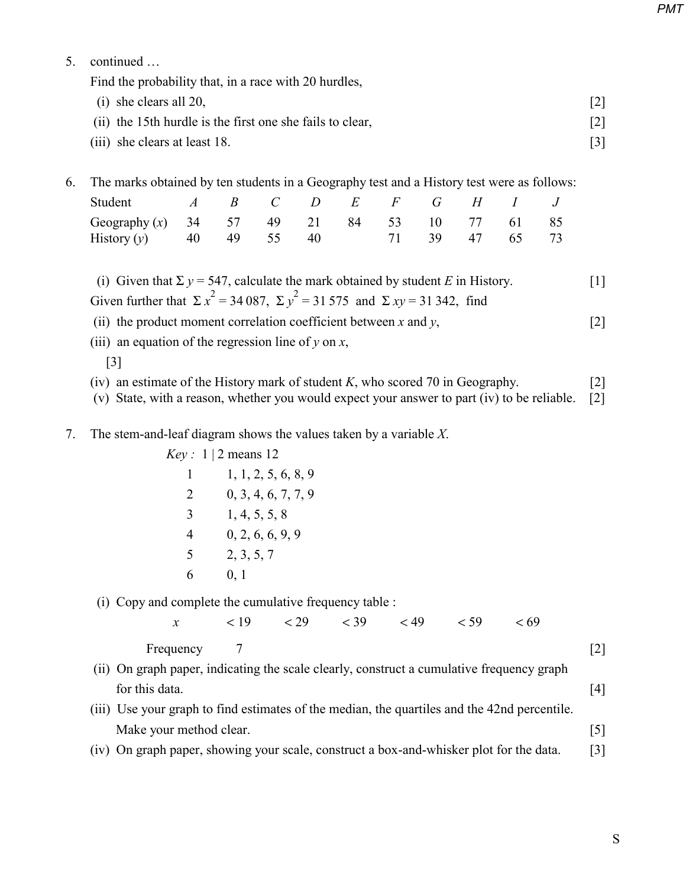5. continued …

Find the probability that, in a race with 20 hurdles,

(i) she clears all 20, [2]

(ii) the 15th hurdle is the first one she fails to clear, [2]

(iii) she clears at least 18. [3]

6. The marks obtained by ten students in a Geography test and a History test were as follows:

| Student | A | B | C | D | E | F | G | H | I | J |
|---|---|---|---|---|---|---|---|---|---|---|
| Geography ($x$) | 34 | 57 | 49 | 21 | 84 | 53 | 10 | 77 | 61 | 85 |
| History ($y$) | 40 | 49 | 55 | 40 | | 71 | 39 | 47 | 65 | 73 |

(i) Given that $\Sigma y = 547$, calculate the mark obtained by student $E$ in History. [1]

Given further that $\Sigma x^2 = 34\,087$, $\Sigma y^2 = 31\,575$ and $\Sigma xy = 31\,342$, find

(ii) the product moment correlation coefficient between $x$ and $y$, [2]

(iii) an equation of the regression line of $y$ on $x$, [3]

(iv) an estimate of the History mark of student $K$, who scored 70 in Geography. [2]

(v) State, with a reason, whether you would expect your answer to part (iv) to be reliable. [2]

7. The stem-and-leaf diagram shows the values taken by a variable $X$.

*Key :* 1 | 2 means 12

| | |
|---|---|
| 1 | 1, 1, 2, 5, 6, 8, 9 |
| 2 | 0, 3, 4, 6, 7, 7, 9 |
| 3 | 1, 4, 5, 5, 8 |
| 4 | 0, 2, 6, 6, 9, 9 |
| 5 | 2, 3, 5, 7 |
| 6 | 0, 1 |

(i) Copy and complete the cumulative frequency table :

| $x$ | < 19 | < 29 | < 39 | < 49 | < 59 | < 69 |
|---|---|---|---|---|---|---|
| Frequency | 7 | | | | | |

[2]

(ii) On graph paper, indicating the scale clearly, construct a cumulative frequency graph for this data. [4]

(iii) Use your graph to find estimates of the median, the quartiles and the 42nd percentile. Make your method clear. [5]

(iv) On graph paper, showing your scale, construct a box-and-whisker plot for the data. [3]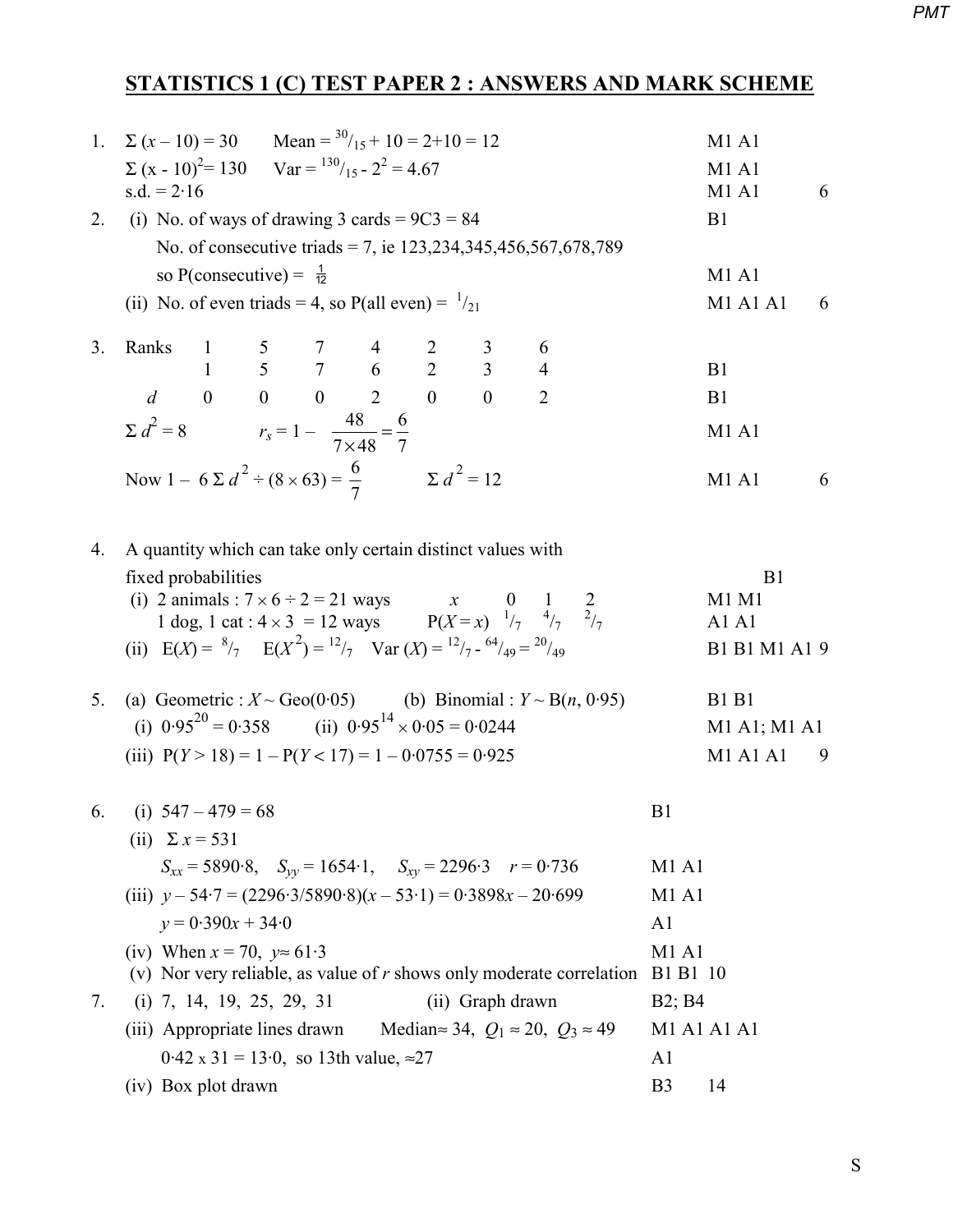## STATISTICS 1 (C) TEST PAPER 2 : ANSWERS AND MARK SCHEME

1. $\Sigma (x - 10) = 30$ Mean $= {}^{30}/_{15} + 10 = 2 + 10 = 12$ M1 A1

   $\Sigma (x - 10)^2 = 130$ Var $= {}^{130}/_{15} - 2^2 = 4.67$ M1 A1

   s.d. = 2·16 M1 A1 6

2. (i) No. of ways of drawing 3 cards = 9C3 = 84 B1

   No. of consecutive triads = 7, ie 123,234,345,456,567,678,789

   so P(consecutive) = $\frac{1}{12}$ M1 A1

   (ii) No. of even triads = 4, so P(all even) = ${}^{1}/_{21}$ M1 A1 A1 6

3. | | | | | | | | | |
   |---|---|---|---|---|---|---|---|---|
   | Ranks | 1 | 5 | 7 | 4 | 2 | 3 | 6 | |
   | | 1 | 5 | 7 | 6 | 2 | 3 | 4 | B1 |
   | $d$ | 0 | 0 | 0 | 2 | 0 | 0 | 2 | B1 |

   $\Sigma d^2 = 8$ $r_s = 1 - \dfrac{48}{7 \times 48} = \dfrac{6}{7}$ M1 A1

   Now $1 - 6\, \Sigma d^2 \div (8 \times 63) = \dfrac{6}{7}$ $\Sigma d^2 = 12$ M1 A1 6

4. A quantity which can take only certain distinct values with fixed probabilities B1

   (i) 2 animals : $7 \times 6 \div 2 = 21$ ways M1 M1

   1 dog, 1 cat : $4 \times 3 = 12$ ways A1 A1

   | $x$ | 0 | 1 | 2 |
   |---|---|---|---|
   | $P(X = x)$ | ${}^{1}/_{7}$ | ${}^{4}/_{7}$ | ${}^{2}/_{7}$ |

   (ii) $E(X) = {}^{8}/_{7}$ $E(X^2) = {}^{12}/_{7}$ $\text{Var}(X) = {}^{12}/_{7} - {}^{64}/_{49} = {}^{20}/_{49}$ B1 B1 M1 A1 9

5. (a) Geometric : $X \sim \text{Geo}(0{\cdot}05)$ (b) Binomial : $Y \sim B(n, 0{\cdot}95)$ B1 B1

   (i) $0{\cdot}95^{20} = 0{\cdot}358$ (ii) $0{\cdot}95^{14} \times 0{\cdot}05 = 0{\cdot}0244$ M1 A1; M1 A1

   (iii) $P(Y > 18) = 1 - P(Y < 17) = 1 - 0{\cdot}0755 = 0{\cdot}925$ M1 A1 A1 9

6. (i) 547 – 479 = 68 B1

   (ii) $\Sigma x = 531$

   $S_{xx} = 5890{\cdot}8$, $S_{yy} = 1654{\cdot}1$, $S_{xy} = 2296{\cdot}3$ $r = 0{\cdot}736$ M1 A1

   (iii) $y - 54{\cdot}7 = (2296{\cdot}3/5890{\cdot}8)(x - 53{\cdot}1) = 0{\cdot}3898x - 20{\cdot}699$ M1 A1

   $y = 0{\cdot}390x + 34{\cdot}0$ A1

   (iv) When $x = 70$, $y \approx 61{\cdot}3$ M1 A1

   (v) Nor very reliable, as value of $r$ shows only moderate correlation B1 B1 10

7. (i) 7, 14, 19, 25, 29, 31 (ii) Graph drawn B2; B4

   (iii) Appropriate lines drawn Median≈ 34, $Q_1 \approx 20$, $Q_3 \approx 49$ M1 A1 A1 A1

   $0{\cdot}42 \times 31 = 13{\cdot}0$, so 13th value, ≈27 A1

   (iv) Box plot drawn B3 14